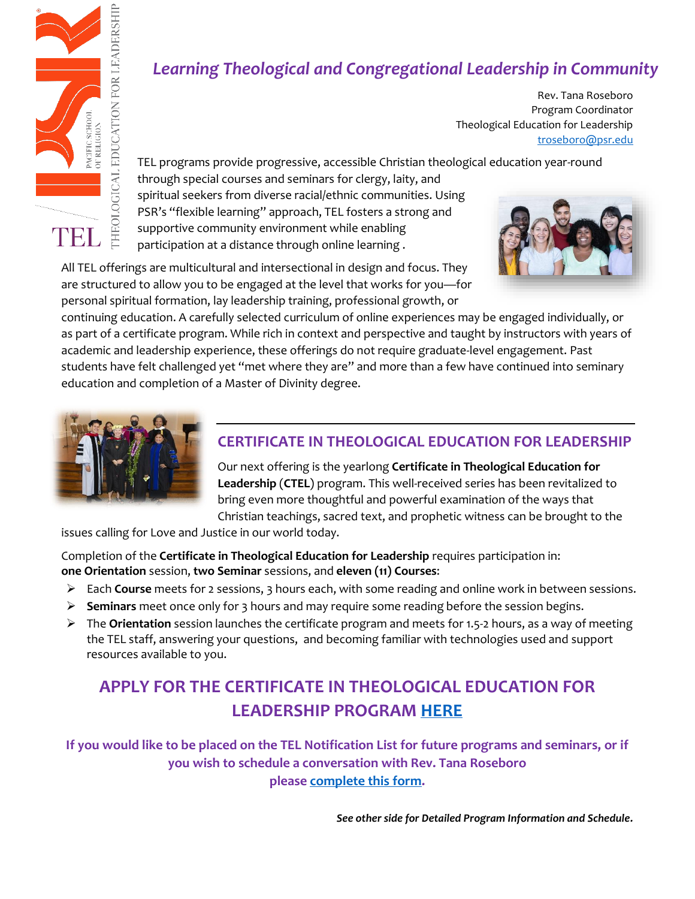# *Learning Theological and Congregational Leadership in Community*

Rev. Tana Roseboro
Program Coordinator
Theological Education for Leadership
troseboro@psr.edu

TEL programs provide progressive, accessible Christian theological education year-round through special courses and seminars for clergy, laity, and spiritual seekers from diverse racial/ethnic communities. Using PSR's "flexible learning" approach, TEL fosters a strong and supportive community environment while enabling participation at a distance through online learning .

All TEL offerings are multicultural and intersectional in design and focus. They are structured to allow you to be engaged at the level that works for you—for personal spiritual formation, lay leadership training, professional growth, or continuing education. A carefully selected curriculum of online experiences may be engaged individually, or as part of a certificate program. While rich in context and perspective and taught by instructors with years of academic and leadership experience, these offerings do not require graduate-level engagement. Past students have felt challenged yet "met where they are" and more than a few have continued into seminary education and completion of a Master of Divinity degree.

## CERTIFICATE IN THEOLOGICAL EDUCATION FOR LEADERSHIP

Our next offering is the yearlong **Certificate in Theological Education for Leadership** (**CTEL**) program. This well-received series has been revitalized to bring even more thoughtful and powerful examination of the ways that Christian teachings, sacred text, and prophetic witness can be brought to the issues calling for Love and Justice in our world today.

Completion of the **Certificate in Theological Education for Leadership** requires participation in: **one Orientation** session, **two Seminar** sessions, and **eleven (11) Courses**:

- Each **Course** meets for 2 sessions, 3 hours each, with some reading and online work in between sessions.
- **Seminars** meet once only for 3 hours and may require some reading before the session begins.
- The **Orientation** session launches the certificate program and meets for 1.5-2 hours, as a way of meeting the TEL staff, answering your questions, and becoming familiar with technologies used and support resources available to you.

## APPLY FOR THE CERTIFICATE IN THEOLOGICAL EDUCATION FOR LEADERSHIP PROGRAM HERE

**If you would like to be placed on the TEL Notification List for future programs and seminars, or if you wish to schedule a conversation with Rev. Tana Roseboro please complete this form.**

***See other side for Detailed Program Information and Schedule.***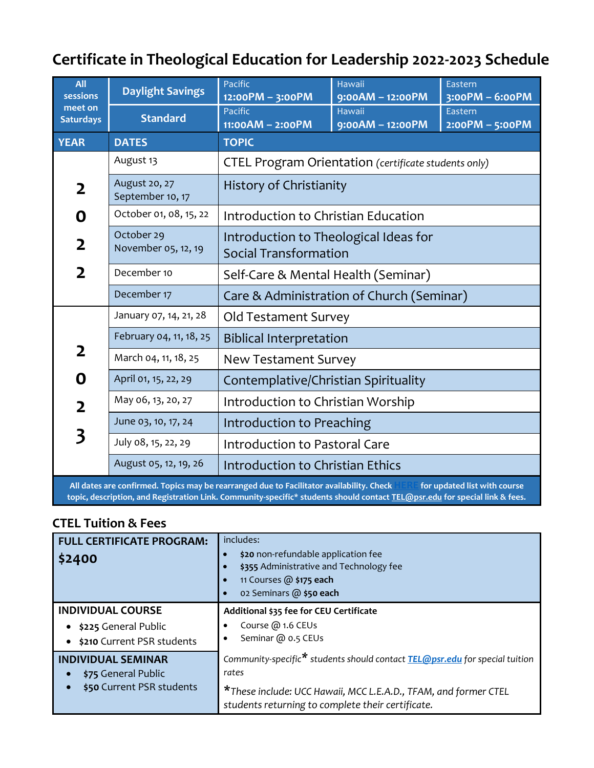# Certificate in Theological Education for Leadership 2022-2023 Schedule

| All sessions meet on Saturdays | | | | |
|---|---|---|---|---|
| | Daylight Savings | Pacific 12:00PM – 3:00PM | Hawaii 9:00AM – 12:00PM | Eastern 3:00PM – 6:00PM |
| | Standard | Pacific 11:00AM – 2:00PM | Hawaii 9:00AM – 12:00PM | Eastern 2:00PM – 5:00PM |
| **YEAR** | **DATES** | **TOPIC** | | |
| 2022 | August 13 | CTEL Program Orientation *(certificate students only)* | | |
| 2022 | August 20, 27 September 10, 17 | History of Christianity | | |
| 2022 | October 01, 08, 15, 22 | Introduction to Christian Education | | |
| 2022 | October 29 November 05, 12, 19 | Introduction to Theological Ideas for Social Transformation | | |
| 2022 | December 10 | Self-Care & Mental Health (Seminar) | | |
| 2022 | December 17 | Care & Administration of Church (Seminar) | | |
| 2023 | January 07, 14, 21, 28 | Old Testament Survey | | |
| 2023 | February 04, 11, 18, 25 | Biblical Interpretation | | |
| 2023 | March 04, 11, 18, 25 | New Testament Survey | | |
| 2023 | April 01, 15, 22, 29 | Contemplative/Christian Spirituality | | |
| 2023 | May 06, 13, 20, 27 | Introduction to Christian Worship | | |
| 2023 | June 03, 10, 17, 24 | Introduction to Preaching | | |
| 2023 | July 08, 15, 22, 29 | Introduction to Pastoral Care | | |
| 2023 | August 05, 12, 19, 26 | Introduction to Christian Ethics | | |

**All dates are confirmed. Topics may be rearranged due to Facilitator availability. Check HERE for updated list with course topic, description, and Registration Link. Community-specific\* students should contact TEL@psr.edu for special link & fees.**

## CTEL Tuition & Fees

| | |
|---|---|
| **FULL CERTIFICATE PROGRAM:** **$2400** | includes: <br>• **$20** non-refundable application fee <br>• **$355** Administrative and Technology fee <br>• 11 Courses @ **$175 each** <br>• 02 Seminars @ **$50 each** |
| **INDIVIDUAL COURSE** <br>• **$225** General Public <br>• **$210** Current PSR students | **Additional $35 fee for CEU Certificate** <br>• Course @ 1.6 CEUs <br>• Seminar @ 0.5 CEUs |
| **INDIVIDUAL SEMINAR** <br>• **$75** General Public <br>• **$50** Current PSR students | *Community-specific\* students should contact* ***TEL@psr.edu*** *for special tuition rates* <br><br>*\*These include: UCC Hawaii, MCC L.E.A.D., TFAM, and former CTEL students returning to complete their certificate.* |